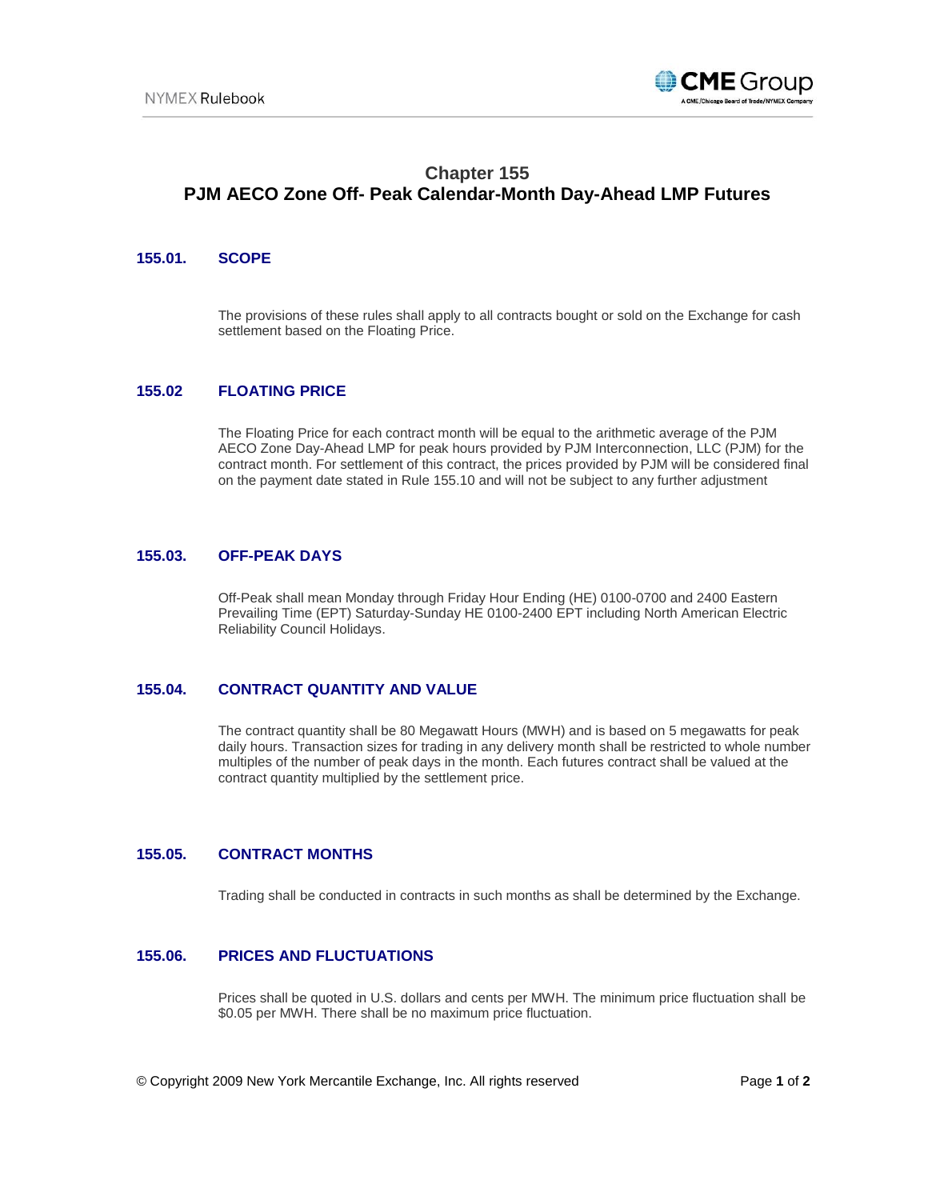# Chapter 155
# PJM AECO Zone Off- Peak Calendar-Month Day-Ahead LMP Futures

## 155.01. SCOPE

The provisions of these rules shall apply to all contracts bought or sold on the Exchange for cash settlement based on the Floating Price.

## 155.02 FLOATING PRICE

The Floating Price for each contract month will be equal to the arithmetic average of the PJM AECO Zone Day-Ahead LMP for peak hours provided by PJM Interconnection, LLC (PJM) for the contract month. For settlement of this contract, the prices provided by PJM will be considered final on the payment date stated in Rule 155.10 and will not be subject to any further adjustment

## 155.03. OFF-PEAK DAYS

Off-Peak shall mean Monday through Friday Hour Ending (HE) 0100-0700 and 2400 Eastern Prevailing Time (EPT) Saturday-Sunday HE 0100-2400 EPT including North American Electric Reliability Council Holidays.

## 155.04. CONTRACT QUANTITY AND VALUE

The contract quantity shall be 80 Megawatt Hours (MWH) and is based on 5 megawatts for peak daily hours. Transaction sizes for trading in any delivery month shall be restricted to whole number multiples of the number of peak days in the month. Each futures contract shall be valued at the contract quantity multiplied by the settlement price.

## 155.05. CONTRACT MONTHS

Trading shall be conducted in contracts in such months as shall be determined by the Exchange.

## 155.06. PRICES AND FLUCTUATIONS

Prices shall be quoted in U.S. dollars and cents per MWH. The minimum price fluctuation shall be $0.05 per MWH. There shall be no maximum price fluctuation.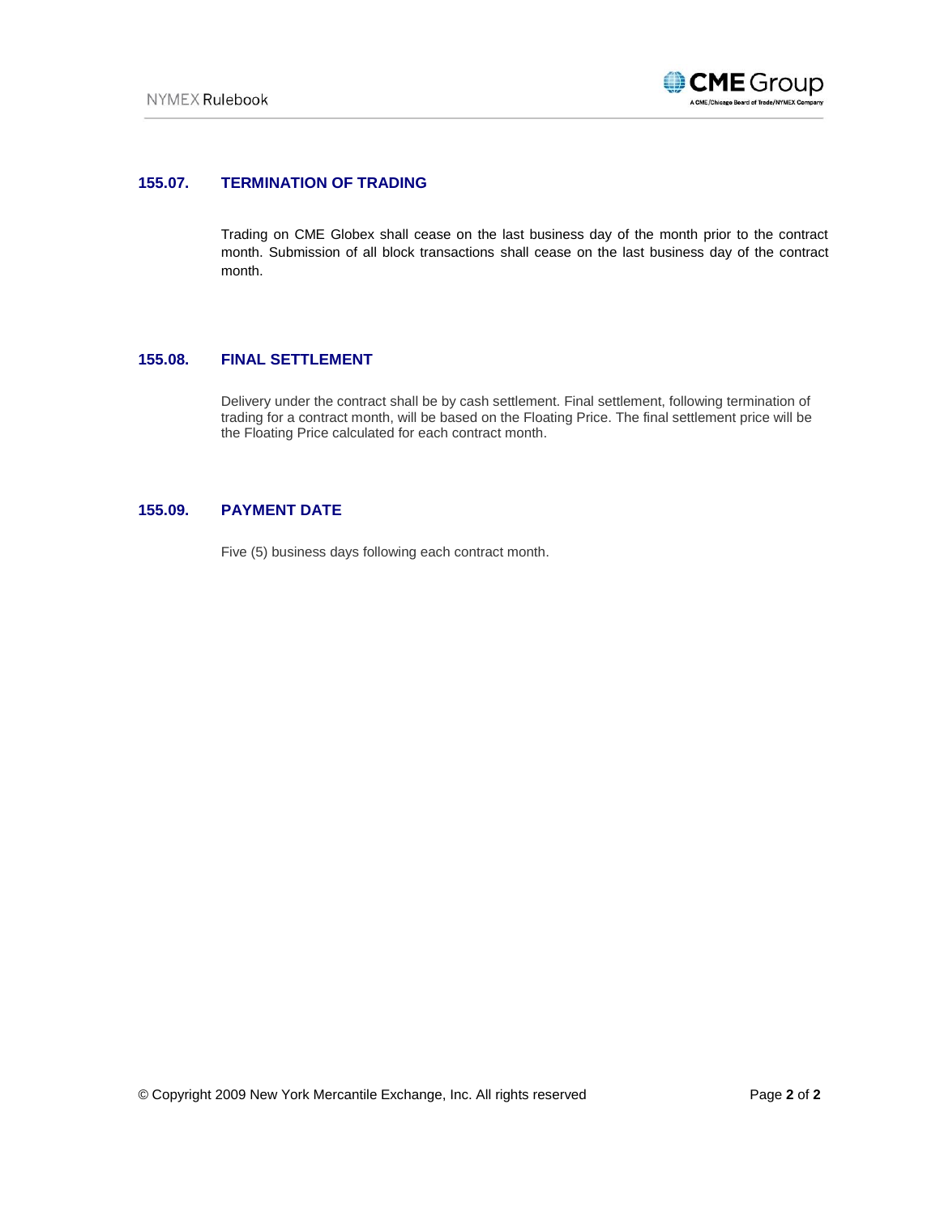## 155.07. TERMINATION OF TRADING

Trading on CME Globex shall cease on the last business day of the month prior to the contract month. Submission of all block transactions shall cease on the last business day of the contract month.

## 155.08. FINAL SETTLEMENT

Delivery under the contract shall be by cash settlement. Final settlement, following termination of trading for a contract month, will be based on the Floating Price. The final settlement price will be the Floating Price calculated for each contract month.

## 155.09. PAYMENT DATE

Five (5) business days following each contract month.